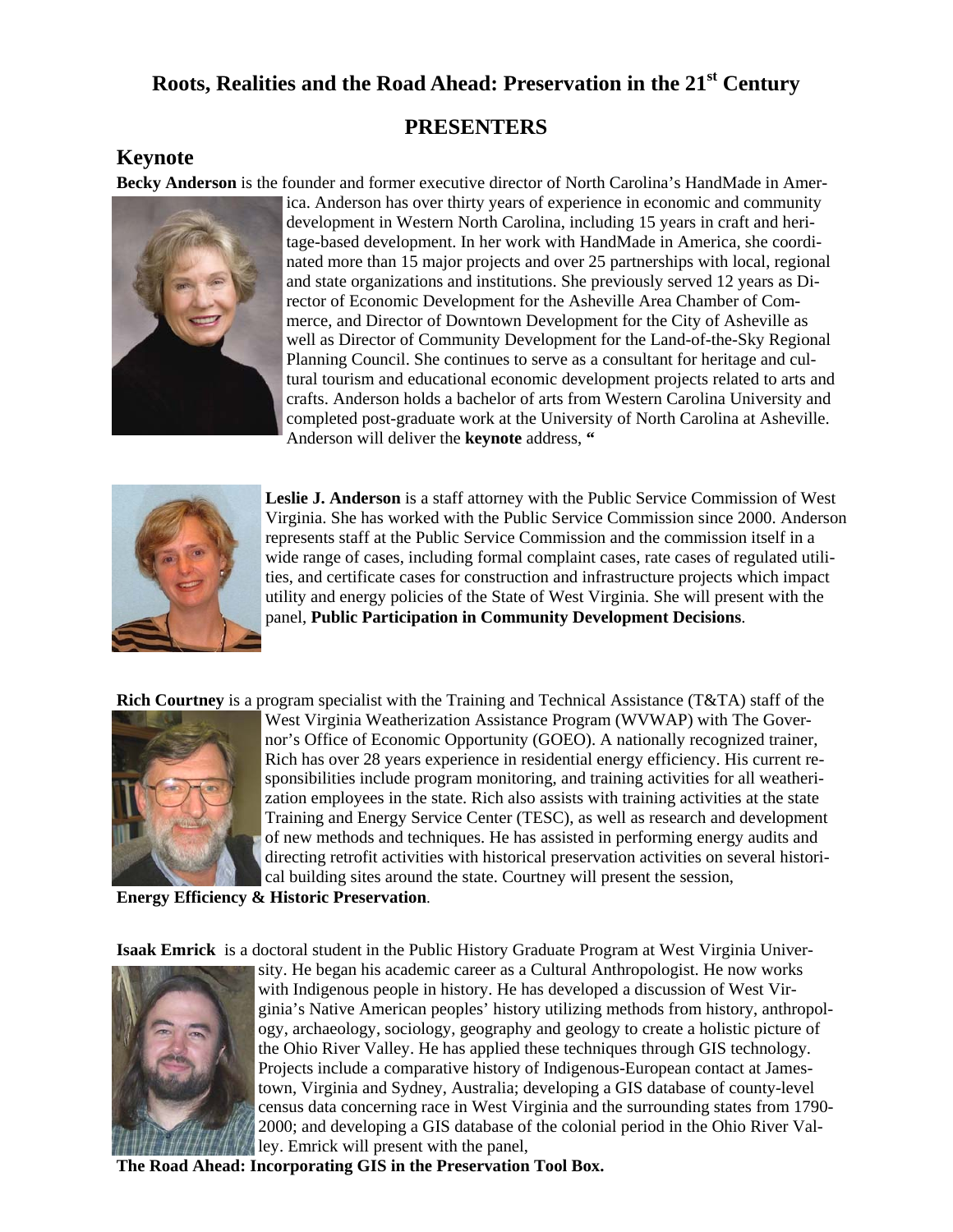# Roots, Realities and the Road Ahead: Preservation in the 21st Century

## PRESENTERS

## Keynote

**Becky Anderson** is the founder and former executive director of North Carolina's HandMade in America. Anderson has over thirty years of experience in economic and community development in Western North Carolina, including 15 years in craft and heritage-based development. In her work with HandMade in America, she coordinated more than 15 major projects and over 25 partnerships with local, regional and state organizations and institutions. She previously served 12 years as Director of Economic Development for the Asheville Area Chamber of Commerce, and Director of Downtown Development for the City of Asheville as well as Director of Community Development for the Land-of-the-Sky Regional Planning Council. She continues to serve as a consultant for heritage and cultural tourism and educational economic development projects related to arts and crafts. Anderson holds a bachelor of arts from Western Carolina University and completed post-graduate work at the University of North Carolina at Asheville. Anderson will deliver the **keynote** address, **"**

**Leslie J. Anderson** is a staff attorney with the Public Service Commission of West Virginia. She has worked with the Public Service Commission since 2000. Anderson represents staff at the Public Service Commission and the commission itself in a wide range of cases, including formal complaint cases, rate cases of regulated utilities, and certificate cases for construction and infrastructure projects which impact utility and energy policies of the State of West Virginia. She will present with the panel, **Public Participation in Community Development Decisions**.

**Rich Courtney** is a program specialist with the Training and Technical Assistance (T&TA) staff of the West Virginia Weatherization Assistance Program (WVWAP) with The Governor's Office of Economic Opportunity (GOEO). A nationally recognized trainer, Rich has over 28 years experience in residential energy efficiency. His current responsibilities include program monitoring, and training activities for all weatherization employees in the state. Rich also assists with training activities at the state Training and Energy Service Center (TESC), as well as research and development of new methods and techniques. He has assisted in performing energy audits and directing retrofit activities with historical preservation activities on several historical building sites around the state. Courtney will present the session, **Energy Efficiency & Historic Preservation**.

**Isaak Emrick** is a doctoral student in the Public History Graduate Program at West Virginia University. He began his academic career as a Cultural Anthropologist. He now works with Indigenous people in history. He has developed a discussion of West Virginia's Native American peoples' history utilizing methods from history, anthropology, archaeology, sociology, geography and geology to create a holistic picture of the Ohio River Valley. He has applied these techniques through GIS technology. Projects include a comparative history of Indigenous-European contact at Jamestown, Virginia and Sydney, Australia; developing a GIS database of county-level census data concerning race in West Virginia and the surrounding states from 1790-2000; and developing a GIS database of the colonial period in the Ohio River Valley. Emrick will present with the panel, **The Road Ahead: Incorporating GIS in the Preservation Tool Box.**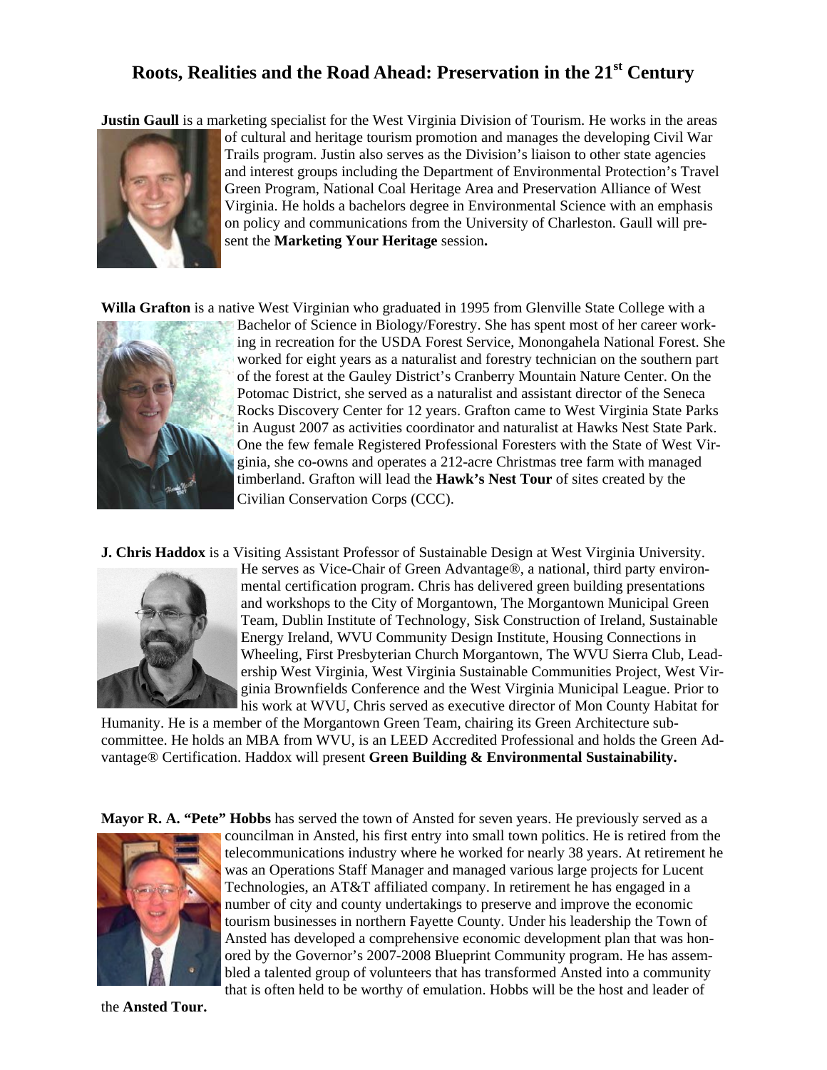# Roots, Realities and the Road Ahead: Preservation in the 21st Century

**Justin Gaull** is a marketing specialist for the West Virginia Division of Tourism. He works in the areas of cultural and heritage tourism promotion and manages the developing Civil War Trails program. Justin also serves as the Division's liaison to other state agencies and interest groups including the Department of Environmental Protection's Travel Green Program, National Coal Heritage Area and Preservation Alliance of West Virginia. He holds a bachelors degree in Environmental Science with an emphasis on policy and communications from the University of Charleston. Gaull will present the **Marketing Your Heritage** session**.**

**Willa Grafton** is a native West Virginian who graduated in 1995 from Glenville State College with a Bachelor of Science in Biology/Forestry. She has spent most of her career working in recreation for the USDA Forest Service, Monongahela National Forest. She worked for eight years as a naturalist and forestry technician on the southern part of the forest at the Gauley District's Cranberry Mountain Nature Center. On the Potomac District, she served as a naturalist and assistant director of the Seneca Rocks Discovery Center for 12 years. Grafton came to West Virginia State Parks in August 2007 as activities coordinator and naturalist at Hawks Nest State Park. One the few female Registered Professional Foresters with the State of West Virginia, she co-owns and operates a 212-acre Christmas tree farm with managed timberland. Grafton will lead the **Hawk's Nest Tour** of sites created by the Civilian Conservation Corps (CCC).

**J. Chris Haddox** is a Visiting Assistant Professor of Sustainable Design at West Virginia University. He serves as Vice-Chair of Green Advantage®, a national, third party environmental certification program. Chris has delivered green building presentations and workshops to the City of Morgantown, The Morgantown Municipal Green Team, Dublin Institute of Technology, Sisk Construction of Ireland, Sustainable Energy Ireland, WVU Community Design Institute, Housing Connections in Wheeling, First Presbyterian Church Morgantown, The WVU Sierra Club, Leadership West Virginia, West Virginia Sustainable Communities Project, West Virginia Brownfields Conference and the West Virginia Municipal League. Prior to his work at WVU, Chris served as executive director of Mon County Habitat for Humanity. He is a member of the Morgantown Green Team, chairing its Green Architecture subcommittee. He holds an MBA from WVU, is an LEED Accredited Professional and holds the Green Advantage® Certification. Haddox will present **Green Building & Environmental Sustainability.**

**Mayor R. A. "Pete" Hobbs** has served the town of Ansted for seven years. He previously served as a councilman in Ansted, his first entry into small town politics. He is retired from the telecommunications industry where he worked for nearly 38 years. At retirement he was an Operations Staff Manager and managed various large projects for Lucent Technologies, an AT&T affiliated company. In retirement he has engaged in a number of city and county undertakings to preserve and improve the economic tourism businesses in northern Fayette County. Under his leadership the Town of Ansted has developed a comprehensive economic development plan that was honored by the Governor's 2007-2008 Blueprint Community program. He has assembled a talented group of volunteers that has transformed Ansted into a community that is often held to be worthy of emulation. Hobbs will be the host and leader of the **Ansted Tour.**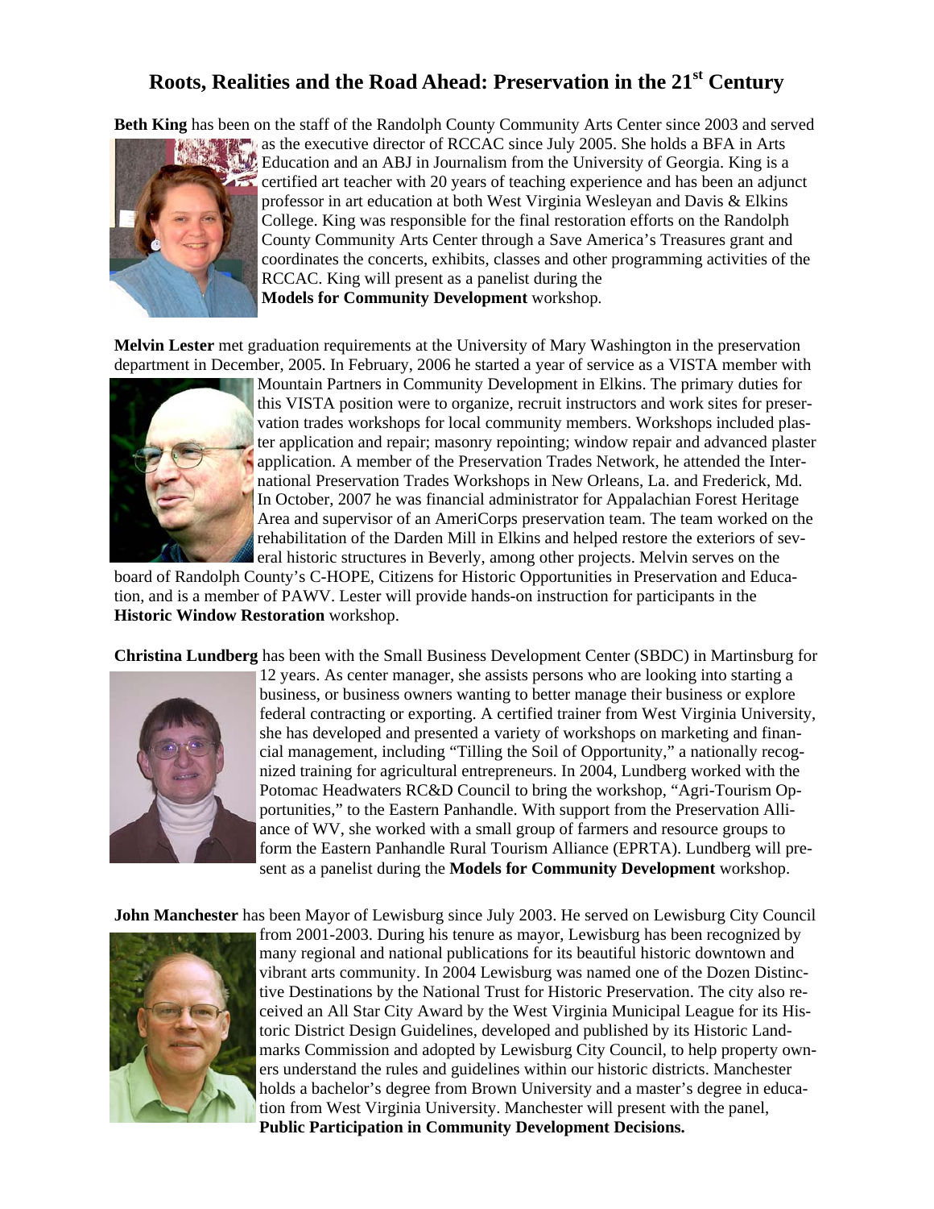# Roots, Realities and the Road Ahead: Preservation in the 21st Century

**Beth King** has been on the staff of the Randolph County Community Arts Center since 2003 and served as the executive director of RCCAC since July 2005. She holds a BFA in Arts Education and an ABJ in Journalism from the University of Georgia. King is a certified art teacher with 20 years of teaching experience and has been an adjunct professor in art education at both West Virginia Wesleyan and Davis & Elkins College. King was responsible for the final restoration efforts on the Randolph County Community Arts Center through a Save America's Treasures grant and coordinates the concerts, exhibits, classes and other programming activities of the RCCAC. King will present as a panelist during the **Models for Community Development** workshop.

**Melvin Lester** met graduation requirements at the University of Mary Washington in the preservation department in December, 2005. In February, 2006 he started a year of service as a VISTA member with Mountain Partners in Community Development in Elkins. The primary duties for this VISTA position were to organize, recruit instructors and work sites for preservation trades workshops for local community members. Workshops included plaster application and repair; masonry repointing; window repair and advanced plaster application. A member of the Preservation Trades Network, he attended the International Preservation Trades Workshops in New Orleans, La. and Frederick, Md. In October, 2007 he was financial administrator for Appalachian Forest Heritage Area and supervisor of an AmeriCorps preservation team. The team worked on the rehabilitation of the Darden Mill in Elkins and helped restore the exteriors of several historic structures in Beverly, among other projects. Melvin serves on the board of Randolph County's C-HOPE, Citizens for Historic Opportunities in Preservation and Education, and is a member of PAWV. Lester will provide hands-on instruction for participants in the **Historic Window Restoration** workshop.

**Christina Lundberg** has been with the Small Business Development Center (SBDC) in Martinsburg for 12 years. As center manager, she assists persons who are looking into starting a business, or business owners wanting to better manage their business or explore federal contracting or exporting. A certified trainer from West Virginia University, she has developed and presented a variety of workshops on marketing and financial management, including "Tilling the Soil of Opportunity," a nationally recognized training for agricultural entrepreneurs. In 2004, Lundberg worked with the Potomac Headwaters RC&D Council to bring the workshop, "Agri-Tourism Opportunities," to the Eastern Panhandle. With support from the Preservation Alliance of WV, she worked with a small group of farmers and resource groups to form the Eastern Panhandle Rural Tourism Alliance (EPRTA). Lundberg will present as a panelist during the **Models for Community Development** workshop.

**John Manchester** has been Mayor of Lewisburg since July 2003. He served on Lewisburg City Council from 2001-2003. During his tenure as mayor, Lewisburg has been recognized by many regional and national publications for its beautiful historic downtown and vibrant arts community. In 2004 Lewisburg was named one of the Dozen Distinctive Destinations by the National Trust for Historic Preservation. The city also received an All Star City Award by the West Virginia Municipal League for its Historic District Design Guidelines, developed and published by its Historic Landmarks Commission and adopted by Lewisburg City Council, to help property owners understand the rules and guidelines within our historic districts. Manchester holds a bachelor's degree from Brown University and a master's degree in education from West Virginia University. Manchester will present with the panel, **Public Participation in Community Development Decisions.**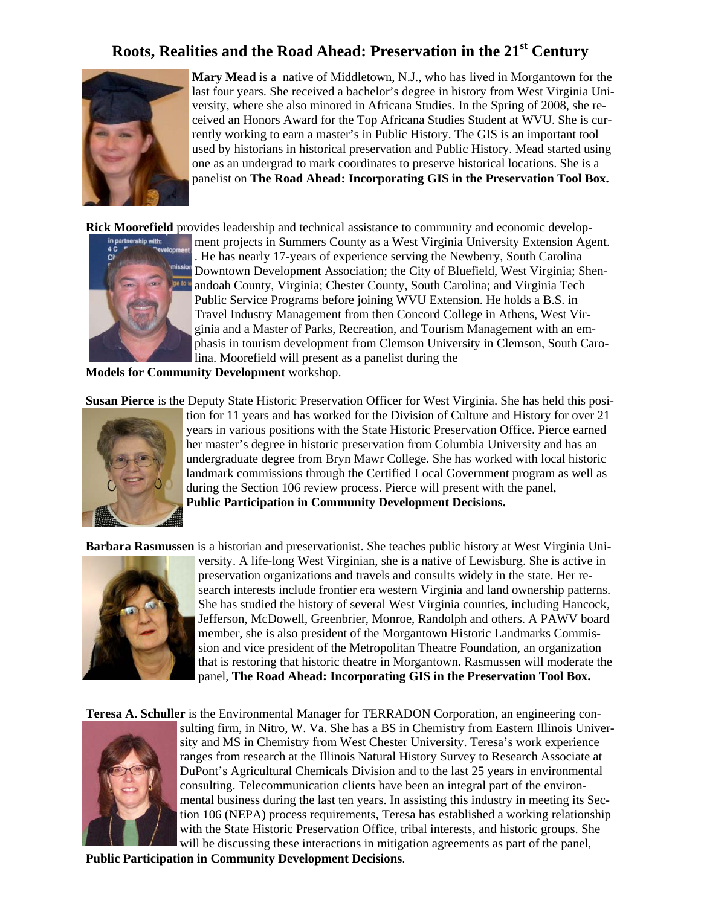# Roots, Realities and the Road Ahead: Preservation in the 21st Century

**Mary Mead** is a native of Middletown, N.J., who has lived in Morgantown for the last four years. She received a bachelor's degree in history from West Virginia University, where she also minored in Africana Studies. In the Spring of 2008, she received an Honors Award for the Top Africana Studies Student at WVU. She is currently working to earn a master's in Public History. The GIS is an important tool used by historians in historical preservation and Public History. Mead started using one as an undergrad to mark coordinates to preserve historical locations. She is a panelist on **The Road Ahead: Incorporating GIS in the Preservation Tool Box.**

**Rick Moorefield** provides leadership and technical assistance to community and economic development projects in Summers County as a West Virginia University Extension Agent. He has nearly 17-years of experience serving the Newberry, South Carolina Downtown Development Association; the City of Bluefield, West Virginia; Shenandoah County, Virginia; Chester County, South Carolina; and Virginia Tech Public Service Programs before joining WVU Extension. He holds a B.S. in Travel Industry Management from then Concord College in Athens, West Virginia and a Master of Parks, Recreation, and Tourism Management with an emphasis in tourism development from Clemson University in Clemson, South Carolina. Moorefield will present as a panelist during the **Models for Community Development** workshop.

**Susan Pierce** is the Deputy State Historic Preservation Officer for West Virginia. She has held this position for 11 years and has worked for the Division of Culture and History for over 21 years in various positions with the State Historic Preservation Office. Pierce earned her master's degree in historic preservation from Columbia University and has an undergraduate degree from Bryn Mawr College. She has worked with local historic landmark commissions through the Certified Local Government program as well as during the Section 106 review process. Pierce will present with the panel, **Public Participation in Community Development Decisions.**

**Barbara Rasmussen** is a historian and preservationist. She teaches public history at West Virginia University. A life-long West Virginian, she is a native of Lewisburg. She is active in preservation organizations and travels and consults widely in the state. Her research interests include frontier era western Virginia and land ownership patterns. She has studied the history of several West Virginia counties, including Hancock, Jefferson, McDowell, Greenbrier, Monroe, Randolph and others. A PAWV board member, she is also president of the Morgantown Historic Landmarks Commission and vice president of the Metropolitan Theatre Foundation, an organization that is restoring that historic theatre in Morgantown. Rasmussen will moderate the panel, **The Road Ahead: Incorporating GIS in the Preservation Tool Box.**

**Teresa A. Schuller** is the Environmental Manager for TERRADON Corporation, an engineering consulting firm, in Nitro, W. Va. She has a BS in Chemistry from Eastern Illinois University and MS in Chemistry from West Chester University. Teresa's work experience ranges from research at the Illinois Natural History Survey to Research Associate at DuPont's Agricultural Chemicals Division and to the last 25 years in environmental consulting. Telecommunication clients have been an integral part of the environmental business during the last ten years. In assisting this industry in meeting its Section 106 (NEPA) process requirements, Teresa has established a working relationship with the State Historic Preservation Office, tribal interests, and historic groups. She will be discussing these interactions in mitigation agreements as part of the panel, **Public Participation in Community Development Decisions**.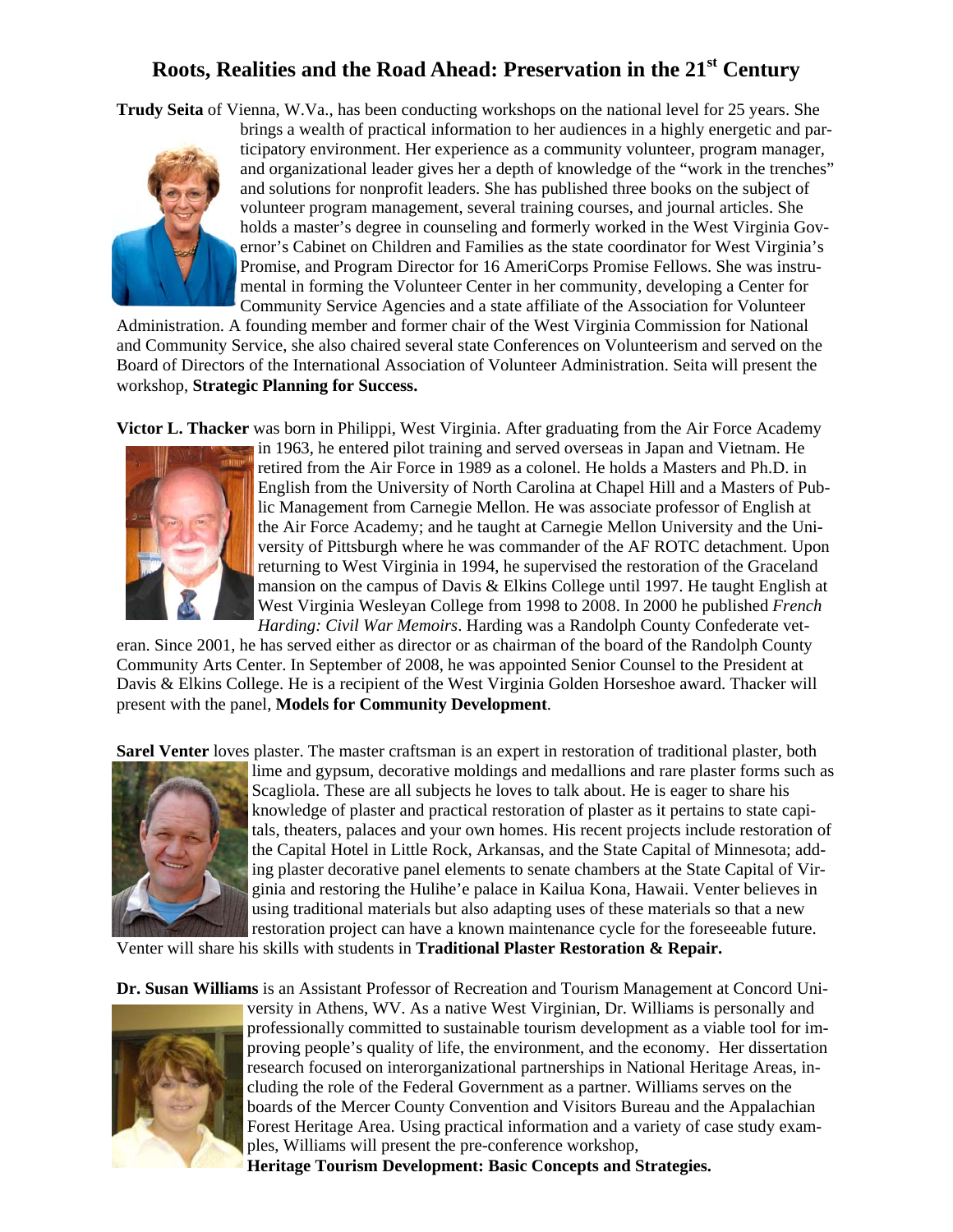# Roots, Realities and the Road Ahead: Preservation in the 21st Century

**Trudy Seita** of Vienna, W.Va., has been conducting workshops on the national level for 25 years. She brings a wealth of practical information to her audiences in a highly energetic and participatory environment. Her experience as a community volunteer, program manager, and organizational leader gives her a depth of knowledge of the "work in the trenches" and solutions for nonprofit leaders. She has published three books on the subject of volunteer program management, several training courses, and journal articles. She holds a master's degree in counseling and formerly worked in the West Virginia Governor's Cabinet on Children and Families as the state coordinator for West Virginia's Promise, and Program Director for 16 AmeriCorps Promise Fellows. She was instrumental in forming the Volunteer Center in her community, developing a Center for Community Service Agencies and a state affiliate of the Association for Volunteer Administration. A founding member and former chair of the West Virginia Commission for National and Community Service, she also chaired several state Conferences on Volunteerism and served on the Board of Directors of the International Association of Volunteer Administration. Seita will present the workshop, **Strategic Planning for Success.**

**Victor L. Thacker** was born in Philippi, West Virginia. After graduating from the Air Force Academy in 1963, he entered pilot training and served overseas in Japan and Vietnam. He retired from the Air Force in 1989 as a colonel. He holds a Masters and Ph.D. in English from the University of North Carolina at Chapel Hill and a Masters of Public Management from Carnegie Mellon. He was associate professor of English at the Air Force Academy; and he taught at Carnegie Mellon University and the University of Pittsburgh where he was commander of the AF ROTC detachment. Upon returning to West Virginia in 1994, he supervised the restoration of the Graceland mansion on the campus of Davis & Elkins College until 1997. He taught English at West Virginia Wesleyan College from 1998 to 2008. In 2000 he published *French Harding: Civil War Memoirs*. Harding was a Randolph County Confederate veteran. Since 2001, he has served either as director or as chairman of the board of the Randolph County Community Arts Center. In September of 2008, he was appointed Senior Counsel to the President at Davis & Elkins College. He is a recipient of the West Virginia Golden Horseshoe award. Thacker will present with the panel, **Models for Community Development**.

**Sarel Venter** loves plaster. The master craftsman is an expert in restoration of traditional plaster, both lime and gypsum, decorative moldings and medallions and rare plaster forms such as Scagliola. These are all subjects he loves to talk about. He is eager to share his knowledge of plaster and practical restoration of plaster as it pertains to state capitals, theaters, palaces and your own homes. His recent projects include restoration of the Capital Hotel in Little Rock, Arkansas, and the State Capital of Minnesota; adding plaster decorative panel elements to senate chambers at the State Capital of Virginia and restoring the Hulihe'e palace in Kailua Kona, Hawaii. Venter believes in using traditional materials but also adapting uses of these materials so that a new restoration project can have a known maintenance cycle for the foreseeable future. Venter will share his skills with students in **Traditional Plaster Restoration & Repair.**

**Dr. Susan Williams** is an Assistant Professor of Recreation and Tourism Management at Concord University in Athens, WV. As a native West Virginian, Dr. Williams is personally and professionally committed to sustainable tourism development as a viable tool for improving people's quality of life, the environment, and the economy. Her dissertation research focused on interorganizational partnerships in National Heritage Areas, including the role of the Federal Government as a partner. Williams serves on the boards of the Mercer County Convention and Visitors Bureau and the Appalachian Forest Heritage Area. Using practical information and a variety of case study examples, Williams will present the pre-conference workshop, **Heritage Tourism Development: Basic Concepts and Strategies.**